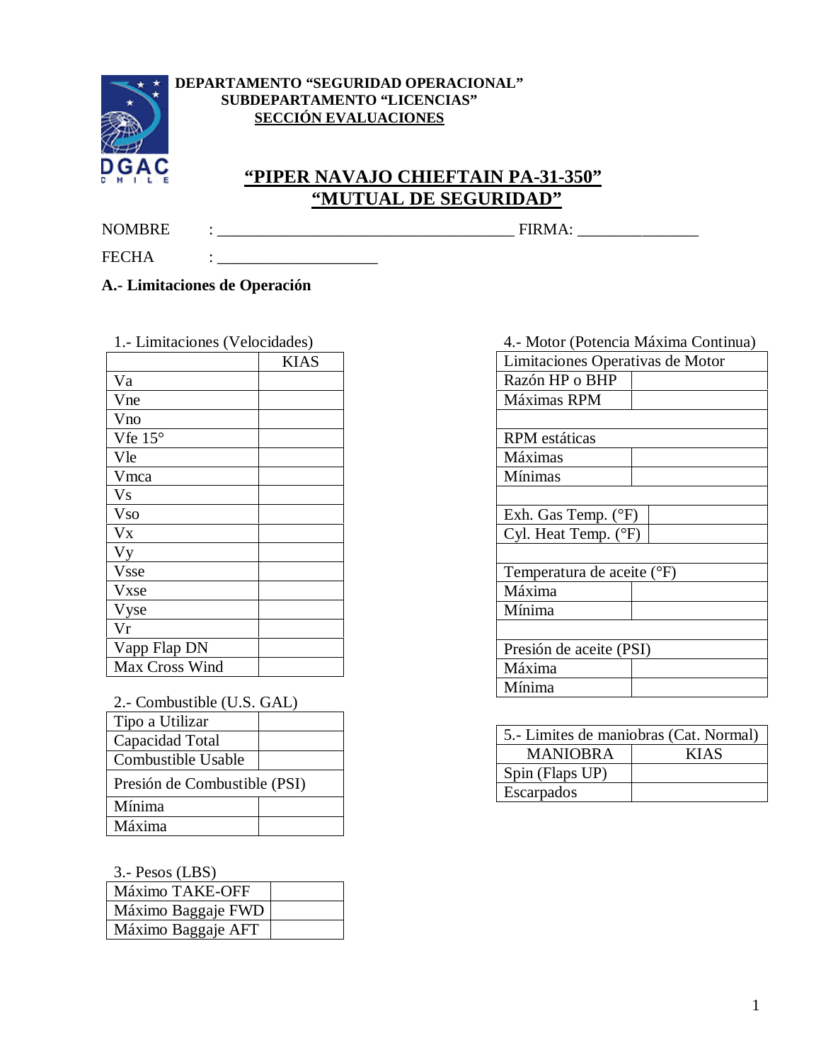**DEPARTAMENTO "SEGURIDAD OPERACIONAL"**
**SUBDEPARTAMENTO "LICENCIAS"**
**SECCIÓN EVALUACIONES**

# "PIPER NAVAJO CHIEFTAIN PA-31-350"
# "MUTUAL DE SEGURIDAD"

NOMBRE : ____________________________________ FIRMA: _______________

FECHA : ____________________

## A.- Limitaciones de Operación

1.- Limitaciones (Velocidades)

| | KIAS |
|---|---|
| Va | |
| Vne | |
| Vno | |
| Vfe 15° | |
| Vle | |
| Vmca | |
| Vs | |
| Vso | |
| Vx | |
| Vy | |
| Vsse | |
| Vxse | |
| Vyse | |
| Vr | |
| Vapp Flap DN | |
| Max Cross Wind | |

2.- Combustible (U.S. GAL)

| | |
|---|---|
| Tipo a Utilizar | |
| Capacidad Total | |
| Combustible Usable | |
| Presión de Combustible (PSI) | |
| Mínima | |
| Máxima | |

3.- Pesos (LBS)

| | |
|---|---|
| Máximo TAKE-OFF | |
| Máximo Baggaje FWD | |
| Máximo Baggaje AFT | |

4.- Motor (Potencia Máxima Continua)

| Limitaciones Operativas de Motor | |
|---|---|
| Razón HP o BHP | |
| Máximas RPM | |
| | |
| RPM estáticas | |
| Máximas | |
| Mínimas | |
| | |
| Exh. Gas Temp. (°F) | |
| Cyl. Heat Temp. (°F) | |
| | |
| Temperatura de aceite (°F) | |
| Máxima | |
| Mínima | |
| | |
| Presión de aceite (PSI) | |
| Máxima | |
| Mínima | |

5.- Limites de maniobras (Cat. Normal)

| MANIOBRA | KIAS |
|---|---|
| Spin (Flaps UP) | |
| Escarpados | |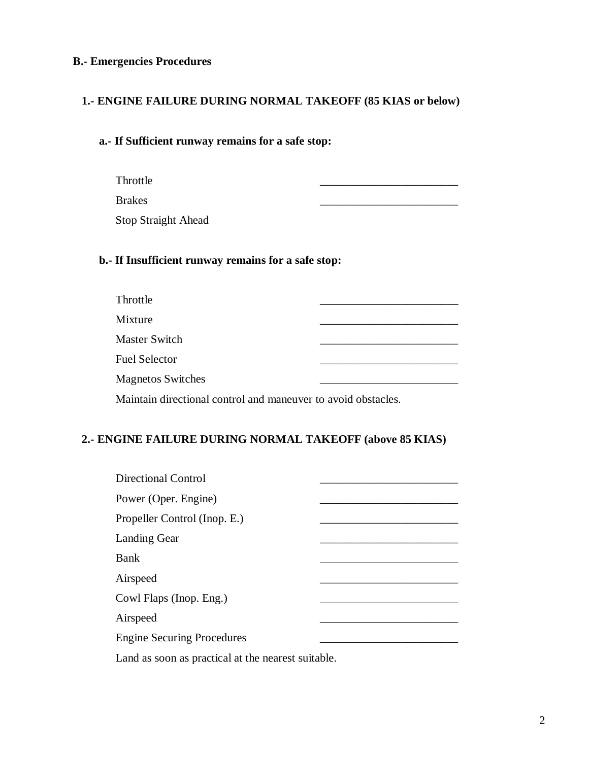## B.- Emergencies Procedures

### 1.- ENGINE FAILURE DURING NORMAL TAKEOFF (85 KIAS or below)

#### a.- If Sufficient runway remains for a safe stop:

| | |
|---|---|
| Throttle | ________________________ |
| Brakes | ________________________ |
| Stop Straight Ahead | |

#### b.- If Insufficient runway remains for a safe stop:

| | |
|---|---|
| Throttle | ________________________ |
| Mixture | ________________________ |
| Master Switch | ________________________ |
| Fuel Selector | ________________________ |
| Magnetos Switches | ________________________ |

Maintain directional control and maneuver to avoid obstacles.

### 2.- ENGINE FAILURE DURING NORMAL TAKEOFF (above 85 KIAS)

| | |
|---|---|
| Directional Control | ________________________ |
| Power (Oper. Engine) | ________________________ |
| Propeller Control (Inop. E.) | ________________________ |
| Landing Gear | ________________________ |
| Bank | ________________________ |
| Airspeed | ________________________ |
| Cowl Flaps (Inop. Eng.) | ________________________ |
| Airspeed | ________________________ |
| Engine Securing Procedures | ________________________ |

Land as soon as practical at the nearest suitable.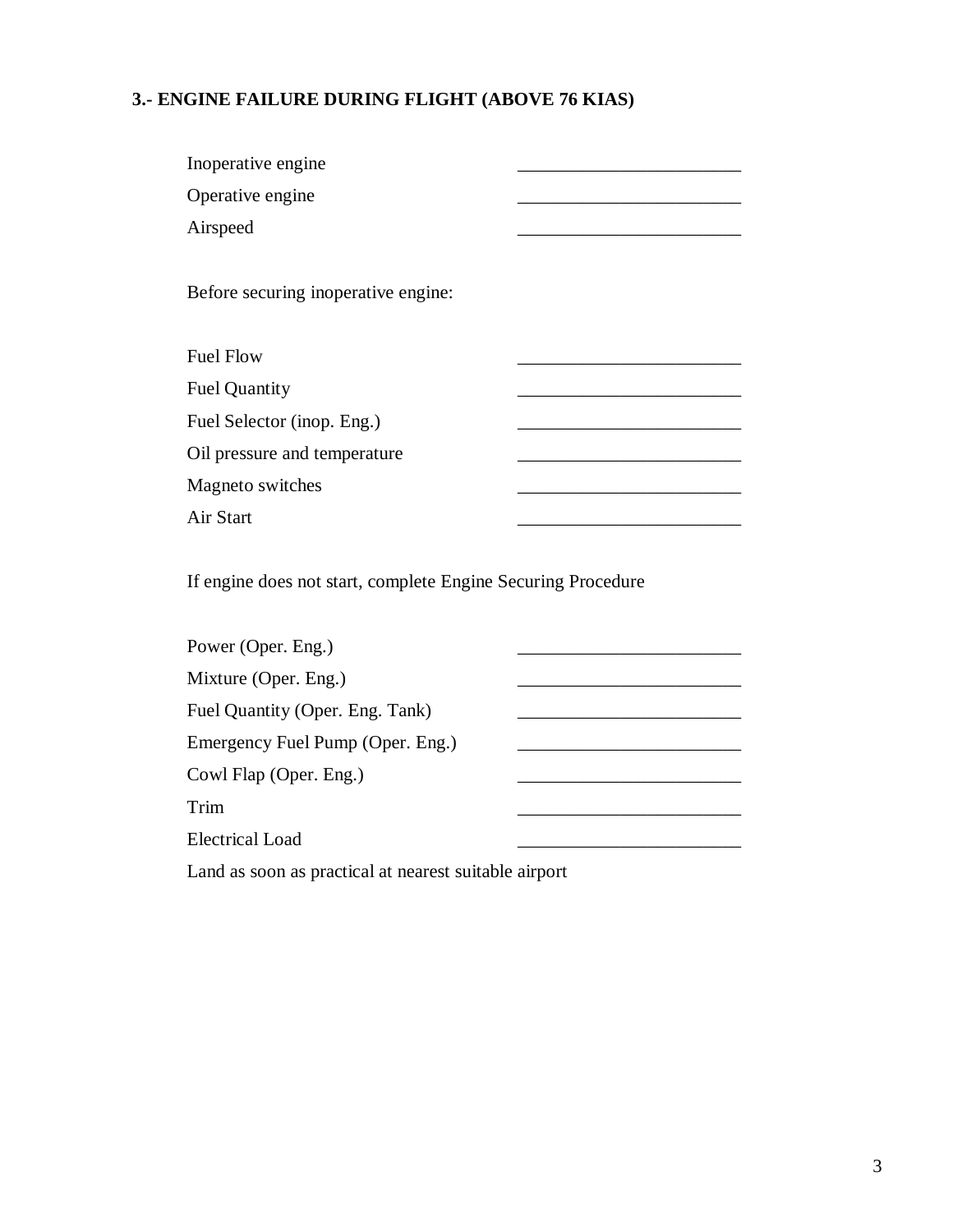### 3.- ENGINE FAILURE DURING FLIGHT (ABOVE 76 KIAS)

| | |
|---|---|
| Inoperative engine | ________________________ |
| Operative engine | ________________________ |
| Airspeed | ________________________ |

Before securing inoperative engine:

| | |
|---|---|
| Fuel Flow | ________________________ |
| Fuel Quantity | ________________________ |
| Fuel Selector (inop. Eng.) | ________________________ |
| Oil pressure and temperature | ________________________ |
| Magneto switches | ________________________ |
| Air Start | ________________________ |

If engine does not start, complete Engine Securing Procedure

| | |
|---|---|
| Power (Oper. Eng.) | ________________________ |
| Mixture (Oper. Eng.) | ________________________ |
| Fuel Quantity (Oper. Eng. Tank) | ________________________ |
| Emergency Fuel Pump (Oper. Eng.) | ________________________ |
| Cowl Flap (Oper. Eng.) | ________________________ |
| Trim | ________________________ |
| Electrical Load | ________________________ |

Land as soon as practical at nearest suitable airport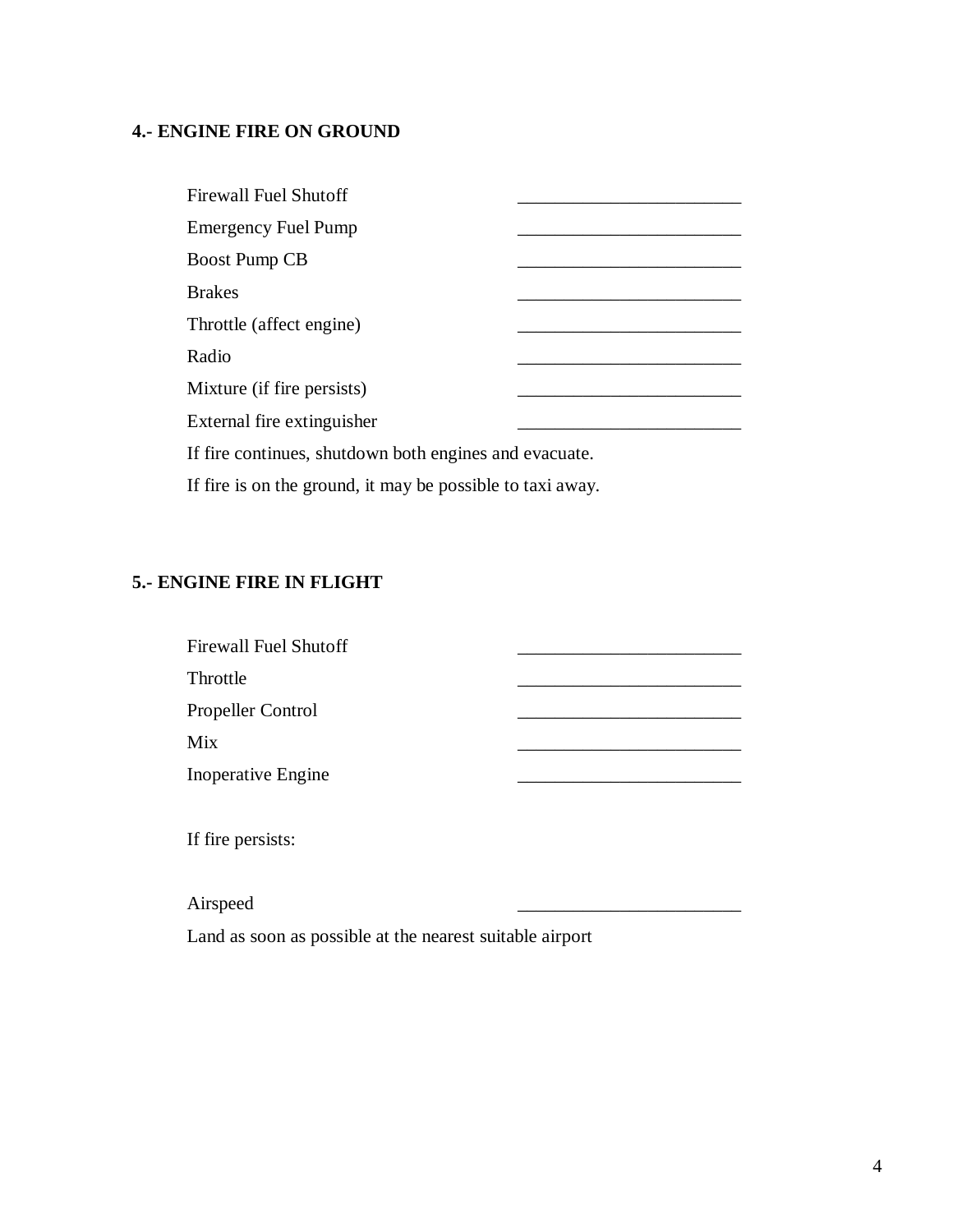## 4.- ENGINE FIRE ON GROUND

| | |
|---|---|
| Firewall Fuel Shutoff | ________________________ |
| Emergency Fuel Pump | ________________________ |
| Boost Pump CB | ________________________ |
| Brakes | ________________________ |
| Throttle (affect engine) | ________________________ |
| Radio | ________________________ |
| Mixture (if fire persists) | ________________________ |
| External fire extinguisher | ________________________ |

If fire continues, shutdown both engines and evacuate.

If fire is on the ground, it may be possible to taxi away.

## 5.- ENGINE FIRE IN FLIGHT

| | |
|---|---|
| Firewall Fuel Shutoff | ________________________ |
| Throttle | ________________________ |
| Propeller Control | ________________________ |
| Mix | ________________________ |
| Inoperative Engine | ________________________ |

If fire persists:

| | |
|---|---|
| Airspeed | ________________________ |

Land as soon as possible at the nearest suitable airport